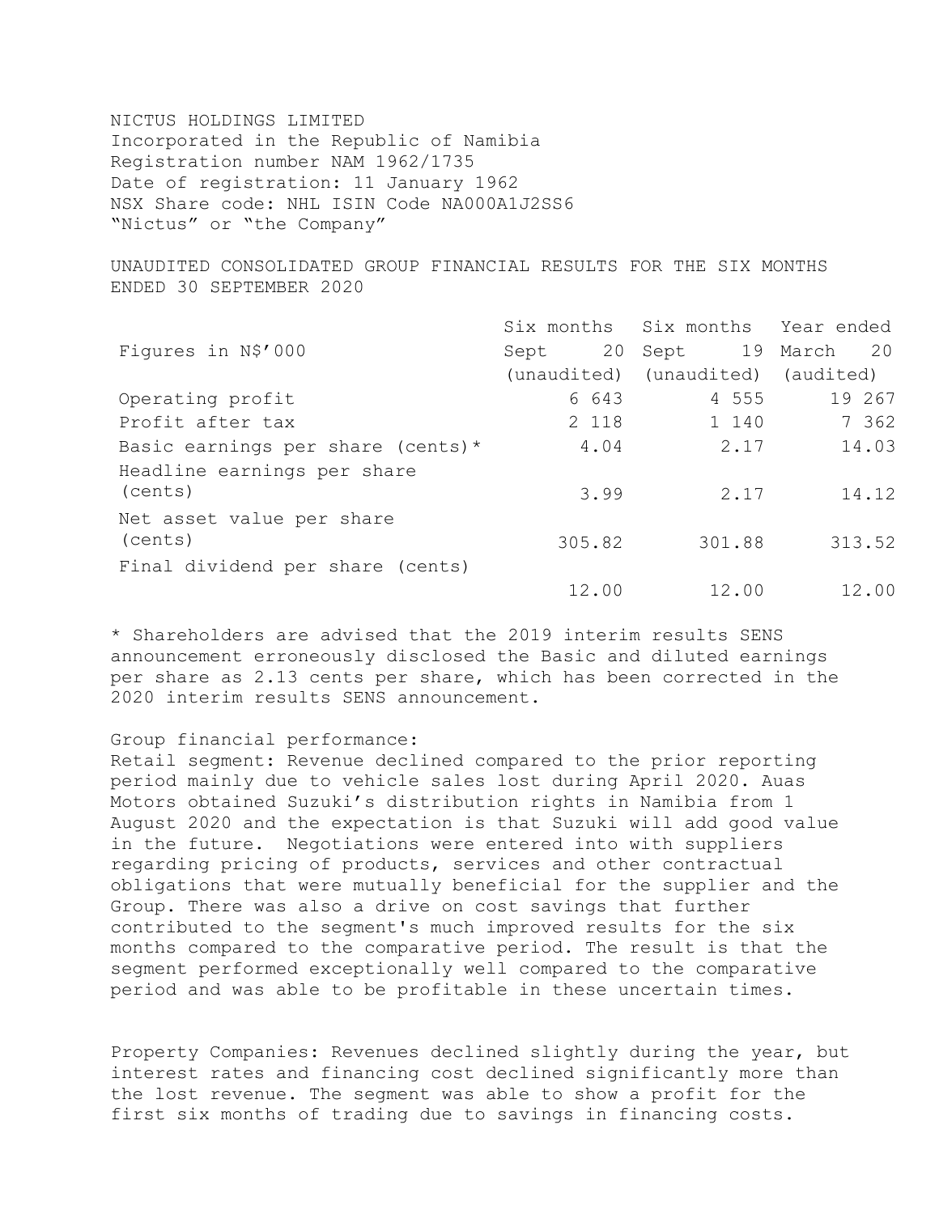NICTUS HOLDINGS LIMITED
Incorporated in the Republic of Namibia
Registration number NAM 1962/1735
Date of registration: 11 January 1962
NSX Share code: NHL ISIN Code NA000A1J2SS6
"Nictus" or "the Company"

UNAUDITED CONSOLIDATED GROUP FINANCIAL RESULTS FOR THE SIX MONTHS ENDED 30 SEPTEMBER 2020

| Figures in N$'000 | Six months Sept 20 (unaudited) | Six months Sept 19 (unaudited) | Year ended March 20 (audited) |
|---|---|---|---|
| Operating profit | 6 643 | 4 555 | 19 267 |
| Profit after tax | 2 118 | 1 140 | 7 362 |
| Basic earnings per share (cents)* | 4.04 | 2.17 | 14.03 |
| Headline earnings per share (cents) | 3.99 | 2.17 | 14.12 |
| Net asset value per share (cents) | 305.82 | 301.88 | 313.52 |
| Final dividend per share (cents) | 12.00 | 12.00 | 12.00 |

* Shareholders are advised that the 2019 interim results SENS announcement erroneously disclosed the Basic and diluted earnings per share as 2.13 cents per share, which has been corrected in the 2020 interim results SENS announcement.

Group financial performance:
Retail segment: Revenue declined compared to the prior reporting period mainly due to vehicle sales lost during April 2020. Auas Motors obtained Suzuki's distribution rights in Namibia from 1 August 2020 and the expectation is that Suzuki will add good value in the future. Negotiations were entered into with suppliers regarding pricing of products, services and other contractual obligations that were mutually beneficial for the supplier and the Group. There was also a drive on cost savings that further contributed to the segment's much improved results for the six months compared to the comparative period. The result is that the segment performed exceptionally well compared to the comparative period and was able to be profitable in these uncertain times.

Property Companies: Revenues declined slightly during the year, but interest rates and financing cost declined significantly more than the lost revenue. The segment was able to show a profit for the first six months of trading due to savings in financing costs.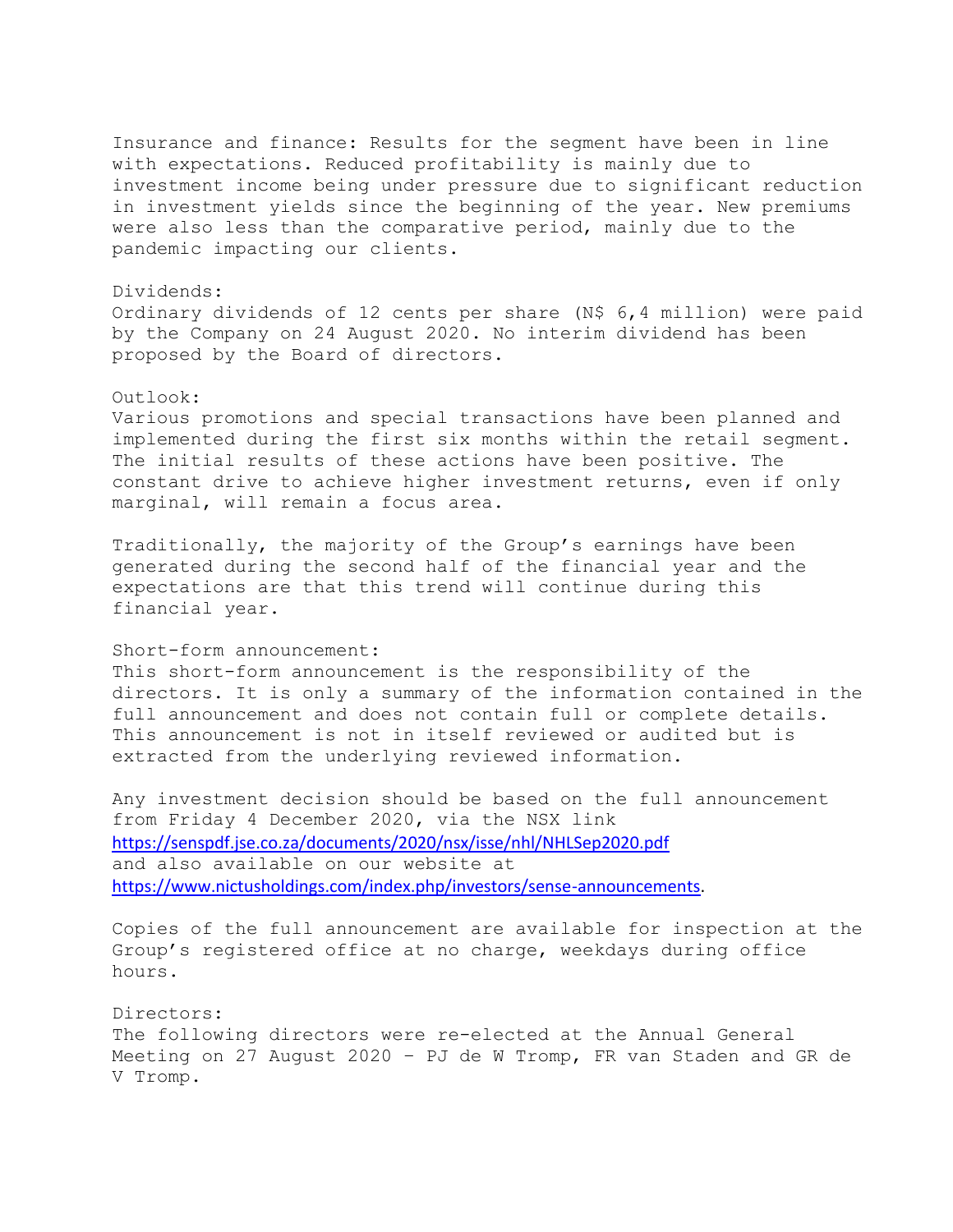Insurance and finance: Results for the segment have been in line with expectations. Reduced profitability is mainly due to investment income being under pressure due to significant reduction in investment yields since the beginning of the year. New premiums were also less than the comparative period, mainly due to the pandemic impacting our clients.

Dividends:
Ordinary dividends of 12 cents per share (N$ 6,4 million) were paid by the Company on 24 August 2020. No interim dividend has been proposed by the Board of directors.

Outlook:
Various promotions and special transactions have been planned and implemented during the first six months within the retail segment. The initial results of these actions have been positive. The constant drive to achieve higher investment returns, even if only marginal, will remain a focus area.

Traditionally, the majority of the Group's earnings have been generated during the second half of the financial year and the expectations are that this trend will continue during this financial year.

Short-form announcement:
This short-form announcement is the responsibility of the directors. It is only a summary of the information contained in the full announcement and does not contain full or complete details. This announcement is not in itself reviewed or audited but is extracted from the underlying reviewed information.

Any investment decision should be based on the full announcement from Friday 4 December 2020, via the NSX link https://senspdf.jse.co.za/documents/2020/nsx/isse/nhl/NHLSep2020.pdf and also available on our website at https://www.nictusholdings.com/index.php/investors/sense-announcements.

Copies of the full announcement are available for inspection at the Group's registered office at no charge, weekdays during office hours.

Directors:
The following directors were re-elected at the Annual General Meeting on 27 August 2020 – PJ de W Tromp, FR van Staden and GR de V Tromp.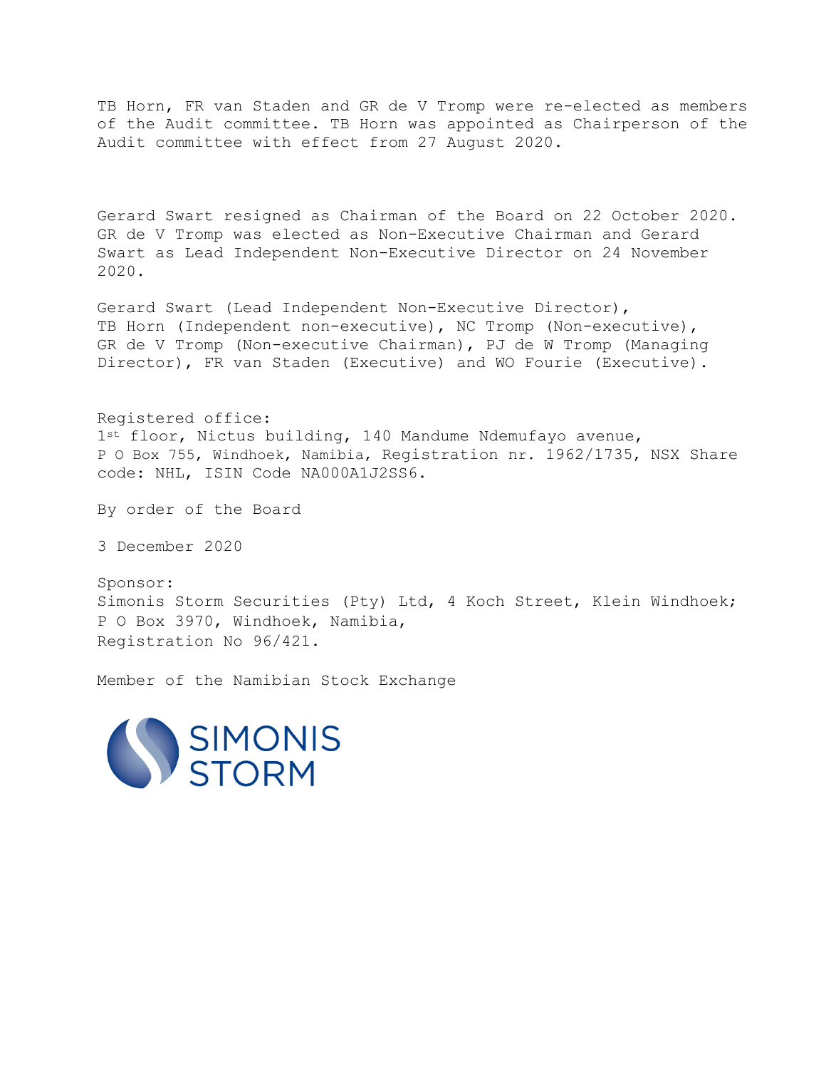TB Horn, FR van Staden and GR de V Tromp were re-elected as members of the Audit committee. TB Horn was appointed as Chairperson of the Audit committee with effect from 27 August 2020.

Gerard Swart resigned as Chairman of the Board on 22 October 2020. GR de V Tromp was elected as Non-Executive Chairman and Gerard Swart as Lead Independent Non-Executive Director on 24 November 2020.

Gerard Swart (Lead Independent Non-Executive Director), TB Horn (Independent non-executive), NC Tromp (Non-executive), GR de V Tromp (Non-executive Chairman), PJ de W Tromp (Managing Director), FR van Staden (Executive) and WO Fourie (Executive).

Registered office:
1st floor, Nictus building, 140 Mandume Ndemufayo avenue, P O Box 755, Windhoek, Namibia, Registration nr. 1962/1735, NSX Share code: NHL, ISIN Code NA000A1J2SS6.

By order of the Board

3 December 2020

Sponsor:
Simonis Storm Securities (Pty) Ltd, 4 Koch Street, Klein Windhoek; P O Box 3970, Windhoek, Namibia,
Registration No 96/421.

Member of the Namibian Stock Exchange

SIMONIS STORM